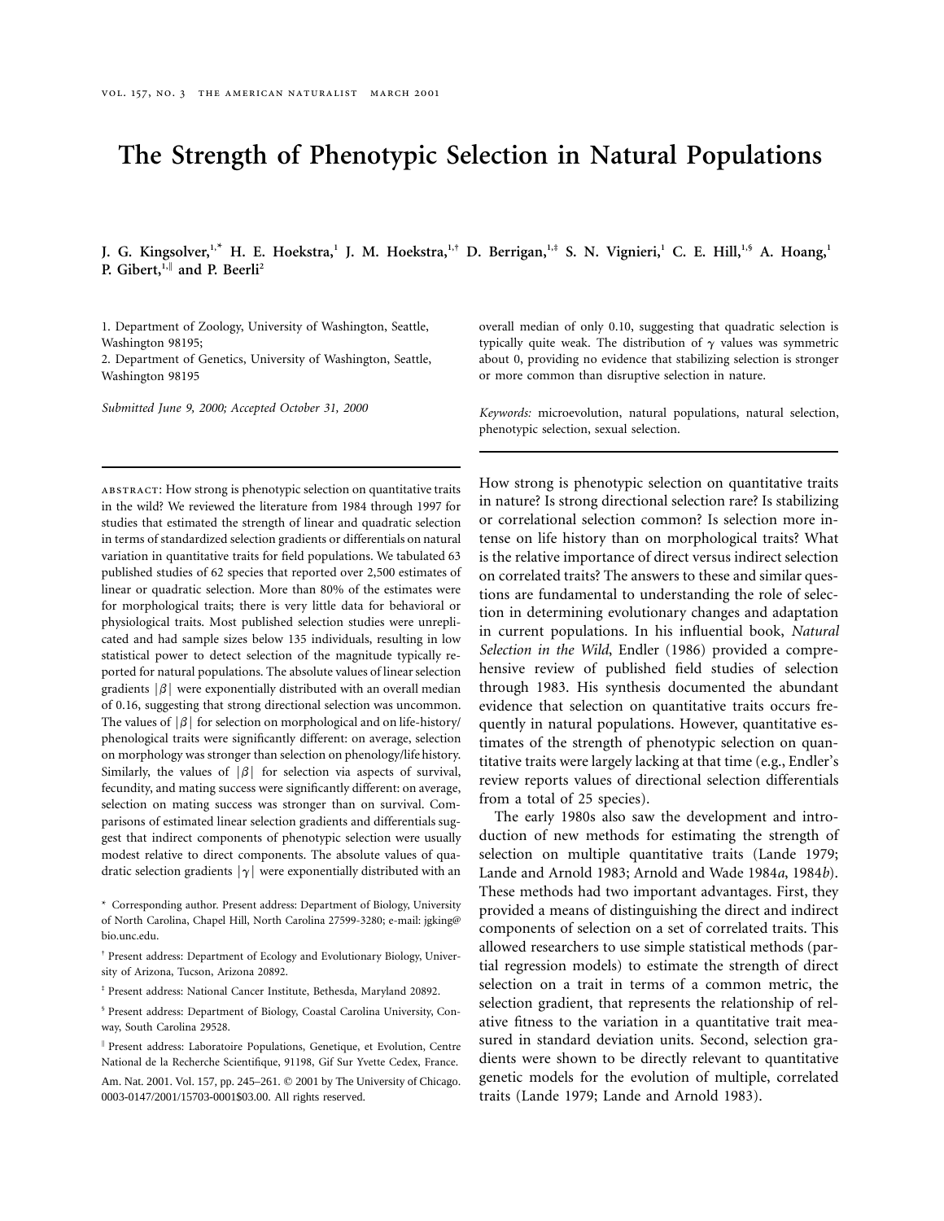# The Strength of Phenotypic Selection in Natural Populations

**J. G. Kingsolver,[1,*] H. E. Hoekstra,[1] J. M. Hoekstra,[1,†] D. Berrigan,[1,‡] S. N. Vignieri,[1] C. E. Hill,[1,§] A. Hoang,[1] P. Gibert,[1,‖] and P. Beerli[2]**

1. Department of Zoology, University of Washington, Seattle, Washington 98195;
2. Department of Genetics, University of Washington, Seattle, Washington 98195

*Submitted June 9, 2000; Accepted October 31, 2000*

abstract: How strong is phenotypic selection on quantitative traits in the wild? We reviewed the literature from 1984 through 1997 for studies that estimated the strength of linear and quadratic selection in terms of standardized selection gradients or differentials on natural variation in quantitative traits for field populations. We tabulated 63 published studies of 62 species that reported over 2,500 estimates of linear or quadratic selection. More than 80% of the estimates were for morphological traits; there is very little data for behavioral or physiological traits. Most published selection studies were unreplicated and had sample sizes below 135 individuals, resulting in low statistical power to detect selection of the magnitude typically reported for natural populations. The absolute values of linear selection gradients $|\beta|$ were exponentially distributed with an overall median of 0.16, suggesting that strong directional selection was uncommon. The values of $|\beta|$ for selection on morphological and on life-history/phenological traits were significantly different: on average, selection on morphology was stronger than selection on phenology/life history. Similarly, the values of $|\beta|$ for selection via aspects of survival, fecundity, and mating success were significantly different: on average, selection on mating success was stronger than on survival. Comparisons of estimated linear selection gradients and differentials suggest that indirect components of phenotypic selection were usually modest relative to direct components. The absolute values of quadratic selection gradients $|\gamma|$ were exponentially distributed with an overall median of only 0.10, suggesting that quadratic selection is typically quite weak. The distribution of $\gamma$ values was symmetric about 0, providing no evidence that stabilizing selection is stronger or more common than disruptive selection in nature.

*Keywords:* microevolution, natural populations, natural selection, phenotypic selection, sexual selection.

\* Corresponding author. Present address: Department of Biology, University of North Carolina, Chapel Hill, North Carolina 27599-3280; e-mail: jgking@bio.unc.edu.

† Present address: Department of Ecology and Evolutionary Biology, University of Arizona, Tucson, Arizona 20892.

‡ Present address: National Cancer Institute, Bethesda, Maryland 20892.

§ Present address: Department of Biology, Coastal Carolina University, Conway, South Carolina 29528.

‖ Present address: Laboratoire Populations, Genetique, et Evolution, Centre National de la Recherche Scientifique, 91198, Gif Sur Yvette Cedex, France.

Am. Nat. 2001. Vol. 157, pp. 245–261. © 2001 by The University of Chicago. 0003-0147/2001/15703-0001$03.00. All rights reserved.

How strong is phenotypic selection on quantitative traits in nature? Is strong directional selection rare? Is stabilizing or correlational selection common? Is selection more intense on life history than on morphological traits? What is the relative importance of direct versus indirect selection on correlated traits? The answers to these and similar questions are fundamental to understanding the role of selection in determining evolutionary changes and adaptation in current populations. In his influential book, *Natural Selection in the Wild*, Endler (1986) provided a comprehensive review of published field studies of selection through 1983. His synthesis documented the abundant evidence that selection on quantitative traits occurs frequently in natural populations. However, quantitative estimates of the strength of phenotypic selection on quantitative traits were largely lacking at that time (e.g., Endler's review reports values of directional selection differentials from a total of 25 species).

The early 1980s also saw the development and introduction of new methods for estimating the strength of selection on multiple quantitative traits (Lande 1979; Lande and Arnold 1983; Arnold and Wade 1984*a*, 1984*b*). These methods had two important advantages. First, they provided a means of distinguishing the direct and indirect components of selection on a set of correlated traits. This allowed researchers to use simple statistical methods (partial regression models) to estimate the strength of direct selection on a trait in terms of a common metric, the selection gradient, that represents the relationship of relative fitness to the variation in a quantitative trait measured in standard deviation units. Second, selection gradients were shown to be directly relevant to quantitative genetic models for the evolution of multiple, correlated traits (Lande 1979; Lande and Arnold 1983).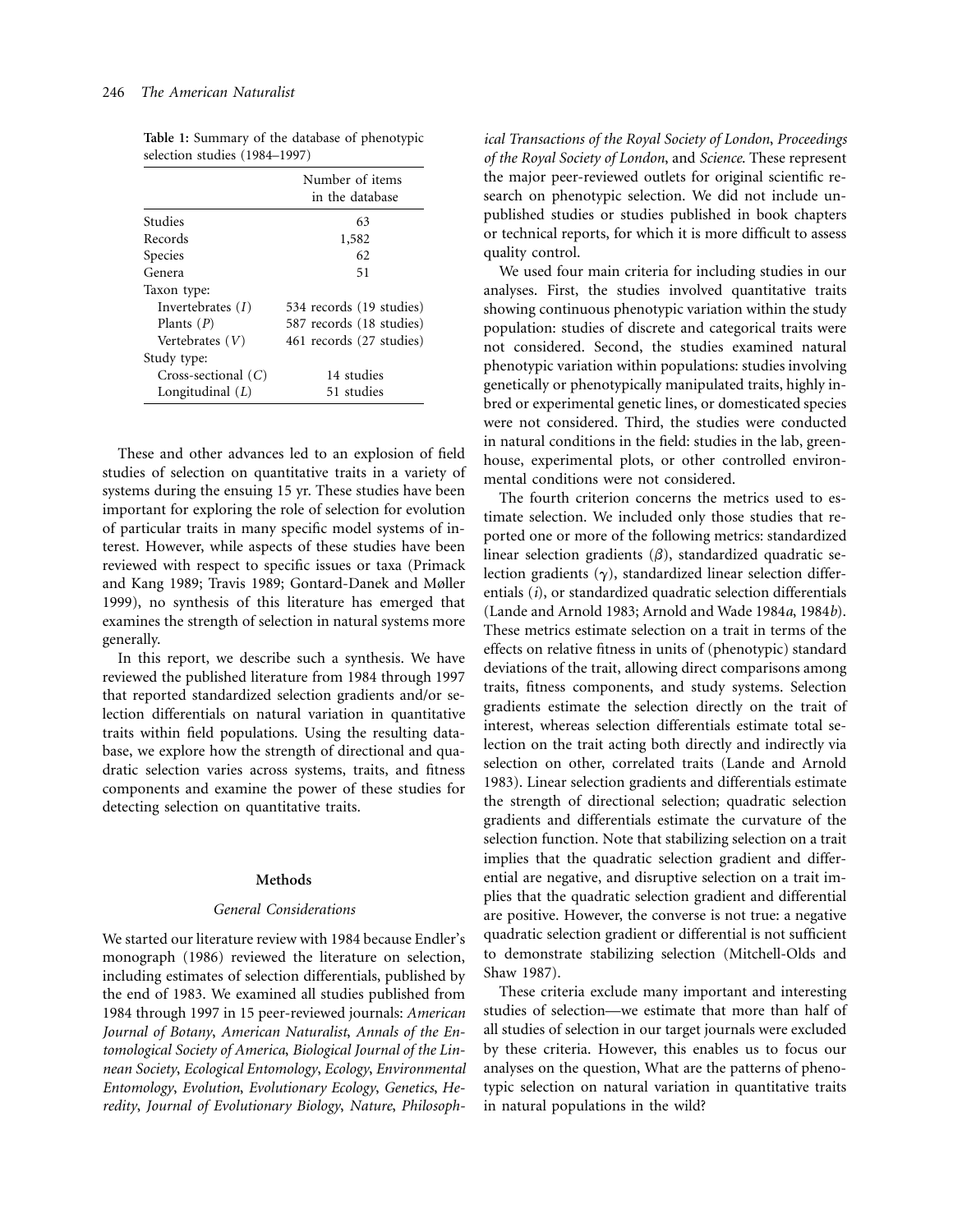**Table 1:** Summary of the database of phenotypic selection studies (1984–1997)

| | Number of items in the database |
|---|---|
| Studies | 63 |
| Records | 1,582 |
| Species | 62 |
| Genera | 51 |
| Taxon type: | |
| Invertebrates (*I*) | 534 records (19 studies) |
| Plants (*P*) | 587 records (18 studies) |
| Vertebrates (*V*) | 461 records (27 studies) |
| Study type: | |
| Cross-sectional (*C*) | 14 studies |
| Longitudinal (*L*) | 51 studies |

These and other advances led to an explosion of field studies of selection on quantitative traits in a variety of systems during the ensuing 15 yr. These studies have been important for exploring the role of selection for evolution of particular traits in many specific model systems of interest. However, while aspects of these studies have been reviewed with respect to specific issues or taxa (Primack and Kang 1989; Travis 1989; Gontard-Danek and Møller 1999), no synthesis of this literature has emerged that examines the strength of selection in natural systems more generally.

In this report, we describe such a synthesis. We have reviewed the published literature from 1984 through 1997 that reported standardized selection gradients and/or selection differentials on natural variation in quantitative traits within field populations. Using the resulting database, we explore how the strength of directional and quadratic selection varies across systems, traits, and fitness components and examine the power of these studies for detecting selection on quantitative traits.

## Methods

### General Considerations

We started our literature review with 1984 because Endler's monograph (1986) reviewed the literature on selection, including estimates of selection differentials, published by the end of 1983. We examined all studies published from 1984 through 1997 in 15 peer-reviewed journals: *American Journal of Botany*, *American Naturalist*, *Annals of the Entomological Society of America*, *Biological Journal of the Linnean Society*, *Ecological Entomology*, *Ecology*, *Environmental Entomology*, *Evolution*, *Evolutionary Ecology*, *Genetics*, *Heredity*, *Journal of Evolutionary Biology*, *Nature*, *Philosophical Transactions of the Royal Society of London*, *Proceedings of the Royal Society of London*, and *Science*. These represent the major peer-reviewed outlets for original scientific research on phenotypic selection. We did not include unpublished studies or studies published in book chapters or technical reports, for which it is more difficult to assess quality control.

We used four main criteria for including studies in our analyses. First, the studies involved quantitative traits showing continuous phenotypic variation within the study population: studies of discrete and categorical traits were not considered. Second, the studies examined natural phenotypic variation within populations: studies involving genetically or phenotypically manipulated traits, highly inbred or experimental genetic lines, or domesticated species were not considered. Third, the studies were conducted in natural conditions in the field: studies in the lab, greenhouse, experimental plots, or other controlled environmental conditions were not considered.

The fourth criterion concerns the metrics used to estimate selection. We included only those studies that reported one or more of the following metrics: standardized linear selection gradients ($\beta$), standardized quadratic selection gradients ($\gamma$), standardized linear selection differentials ($i$), or standardized quadratic selection differentials (Lande and Arnold 1983; Arnold and Wade 1984*a*, 1984*b*). These metrics estimate selection on a trait in terms of the effects on relative fitness in units of (phenotypic) standard deviations of the trait, allowing direct comparisons among traits, fitness components, and study systems. Selection gradients estimate the selection directly on the trait of interest, whereas selection differentials estimate total selection on the trait acting both directly and indirectly via selection on other, correlated traits (Lande and Arnold 1983). Linear selection gradients and differentials estimate the strength of directional selection; quadratic selection gradients and differentials estimate the curvature of the selection function. Note that stabilizing selection on a trait implies that the quadratic selection gradient and differential are negative, and disruptive selection on a trait implies that the quadratic selection gradient and differential are positive. However, the converse is not true: a negative quadratic selection gradient or differential is not sufficient to demonstrate stabilizing selection (Mitchell-Olds and Shaw 1987).

These criteria exclude many important and interesting studies of selection—we estimate that more than half of all studies of selection in our target journals were excluded by these criteria. However, this enables us to focus our analyses on the question, What are the patterns of phenotypic selection on natural variation in quantitative traits in natural populations in the wild?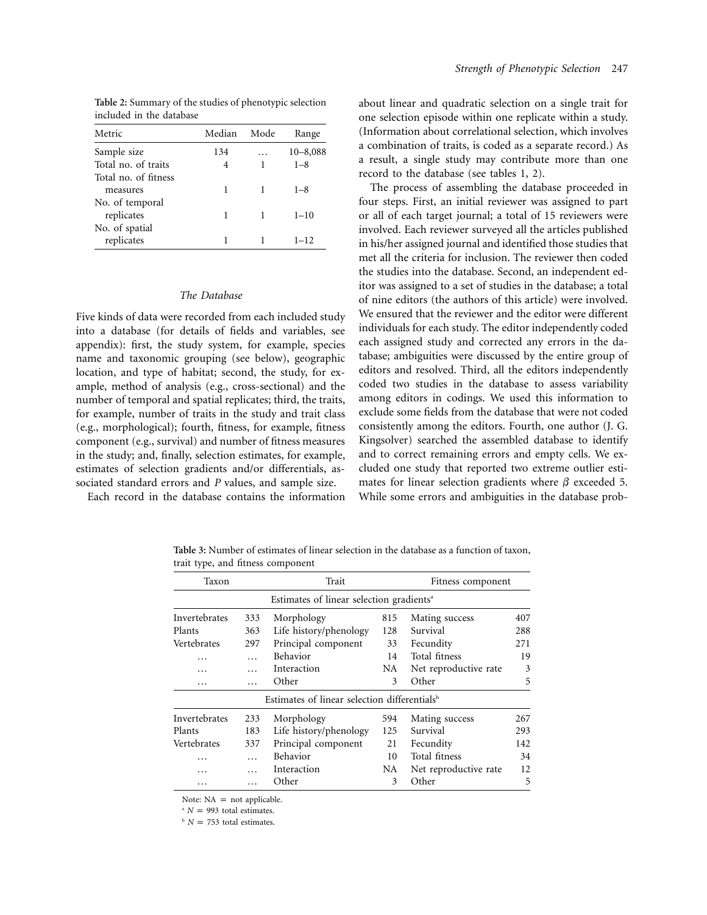**Table 2:** Summary of the studies of phenotypic selection included in the database

| Metric | Median | Mode | Range |
|---|---|---|---|
| Sample size | 134 | … | 10–8,088 |
| Total no. of traits | 4 | 1 | 1–8 |
| Total no. of fitness measures | 1 | 1 | 1–8 |
| No. of temporal replicates | 1 | 1 | 1–10 |
| No. of spatial replicates | 1 | 1 | 1–12 |

### *The Database*

Five kinds of data were recorded from each included study into a database (for details of fields and variables, see appendix): first, the study system, for example, species name and taxonomic grouping (see below), geographic location, and type of habitat; second, the study, for example, method of analysis (e.g., cross-sectional) and the number of temporal and spatial replicates; third, the traits, for example, number of traits in the study and trait class (e.g., morphological); fourth, fitness, for example, fitness component (e.g., survival) and number of fitness measures in the study; and, finally, selection estimates, for example, estimates of selection gradients and/or differentials, associated standard errors and *P* values, and sample size.

Each record in the database contains the information about linear and quadratic selection on a single trait for one selection episode within one replicate within a study. (Information about correlational selection, which involves a combination of traits, is coded as a separate record.) As a result, a single study may contribute more than one record to the database (see tables 1, 2).

The process of assembling the database proceeded in four steps. First, an initial reviewer was assigned to part or all of each target journal; a total of 15 reviewers were involved. Each reviewer surveyed all the articles published in his/her assigned journal and identified those studies that met all the criteria for inclusion. The reviewer then coded the studies into the database. Second, an independent editor was assigned to a set of studies in the database; a total of nine editors (the authors of this article) were involved. We ensured that the reviewer and the editor were different individuals for each study. The editor independently coded each assigned study and corrected any errors in the database; ambiguities were discussed by the entire group of editors and resolved. Third, all the editors independently coded two studies in the database to assess variability among editors in codings. We used this information to exclude some fields from the database that were not coded consistently among the editors. Fourth, one author (J. G. Kingsolver) searched the assembled database to identify and to correct remaining errors and empty cells. We excluded one study that reported two extreme outlier estimates for linear selection gradients where $\beta$ exceeded 5. While some errors and ambiguities in the database prob-

**Table 3:** Number of estimates of linear selection in the database as a function of taxon, trait type, and fitness component

| Taxon | | Trait | | Fitness component | |
|---|---|---|---|---|---|
| Estimates of linear selection gradients[a] | | | | | |
| Invertebrates | 333 | Morphology | 815 | Mating success | 407 |
| Plants | 363 | Life history/phenology | 128 | Survival | 288 |
| Vertebrates | 297 | Principal component | 33 | Fecundity | 271 |
| … | … | Behavior | 14 | Total fitness | 19 |
| … | … | Interaction | NA | Net reproductive rate | 3 |
| … | … | Other | 3 | Other | 5 |
| Estimates of linear selection differentials[b] | | | | | |
| Invertebrates | 233 | Morphology | 594 | Mating success | 267 |
| Plants | 183 | Life history/phenology | 125 | Survival | 293 |
| Vertebrates | 337 | Principal component | 21 | Fecundity | 142 |
| … | … | Behavior | 10 | Total fitness | 34 |
| … | … | Interaction | NA | Net reproductive rate | 12 |
| … | … | Other | 3 | Other | 5 |

Note: NA = not applicable.

[a] $N = 993$ total estimates.

[b] $N = 753$ total estimates.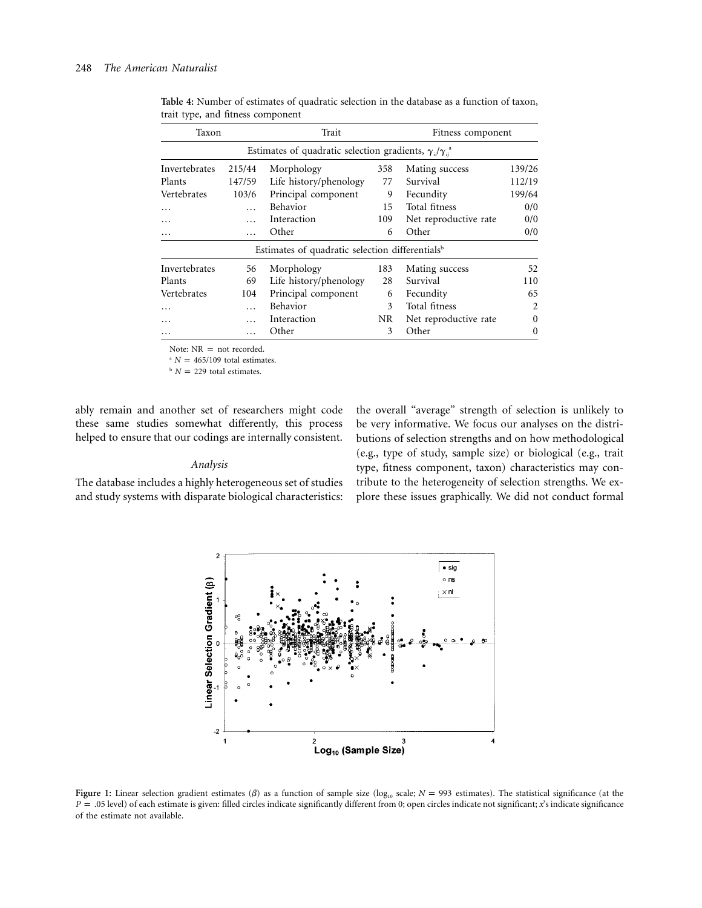**Table 4:** Number of estimates of quadratic selection in the database as a function of taxon, trait type, and fitness component

| Taxon | | Trait | | Fitness component | |
|---|---|---|---|---|---|
| Estimates of quadratic selection gradients, $\gamma_{ii}/\gamma_{ij}$ [a] | | | | | |
| Invertebrates | 215/44 | Morphology | 358 | Mating success | 139/26 |
| Plants | 147/59 | Life history/phenology | 77 | Survival | 112/19 |
| Vertebrates | 103/6 | Principal component | 9 | Fecundity | 199/64 |
| ... | ... | Behavior | 15 | Total fitness | 0/0 |
| ... | ... | Interaction | 109 | Net reproductive rate | 0/0 |
| ... | ... | Other | 6 | Other | 0/0 |
| Estimates of quadratic selection differentials[b] | | | | | |
| Invertebrates | 56 | Morphology | 183 | Mating success | 52 |
| Plants | 69 | Life history/phenology | 28 | Survival | 110 |
| Vertebrates | 104 | Principal component | 6 | Fecundity | 65 |
| ... | ... | Behavior | 3 | Total fitness | 2 |
| ... | ... | Interaction | NR | Net reproductive rate | 0 |
| ... | ... | Other | 3 | Other | 0 |

Note: NR = not recorded.

[a] $N = 465/109$ total estimates.

[b] $N = 229$ total estimates.

ably remain and another set of researchers might code these same studies somewhat differently, this process helped to ensure that our codings are internally consistent.

### *Analysis*

The database includes a highly heterogeneous set of studies and study systems with disparate biological characteristics: the overall "average" strength of selection is unlikely to be very informative. We focus our analyses on the distributions of selection strengths and on how methodological (e.g., type of study, sample size) or biological (e.g., trait type, fitness component, taxon) characteristics may contribute to the heterogeneity of selection strengths. We explore these issues graphically. We did not conduct formal

**Figure 1:** Linear selection gradient estimates ($\beta$) as a function of sample size ($\log_{10}$ scale; $N = 993$ estimates). The statistical significance (at the $P = .05$ level) of each estimate is given: filled circles indicate significantly different from 0; open circles indicate not significant; *x*'s indicate significance of the estimate not available.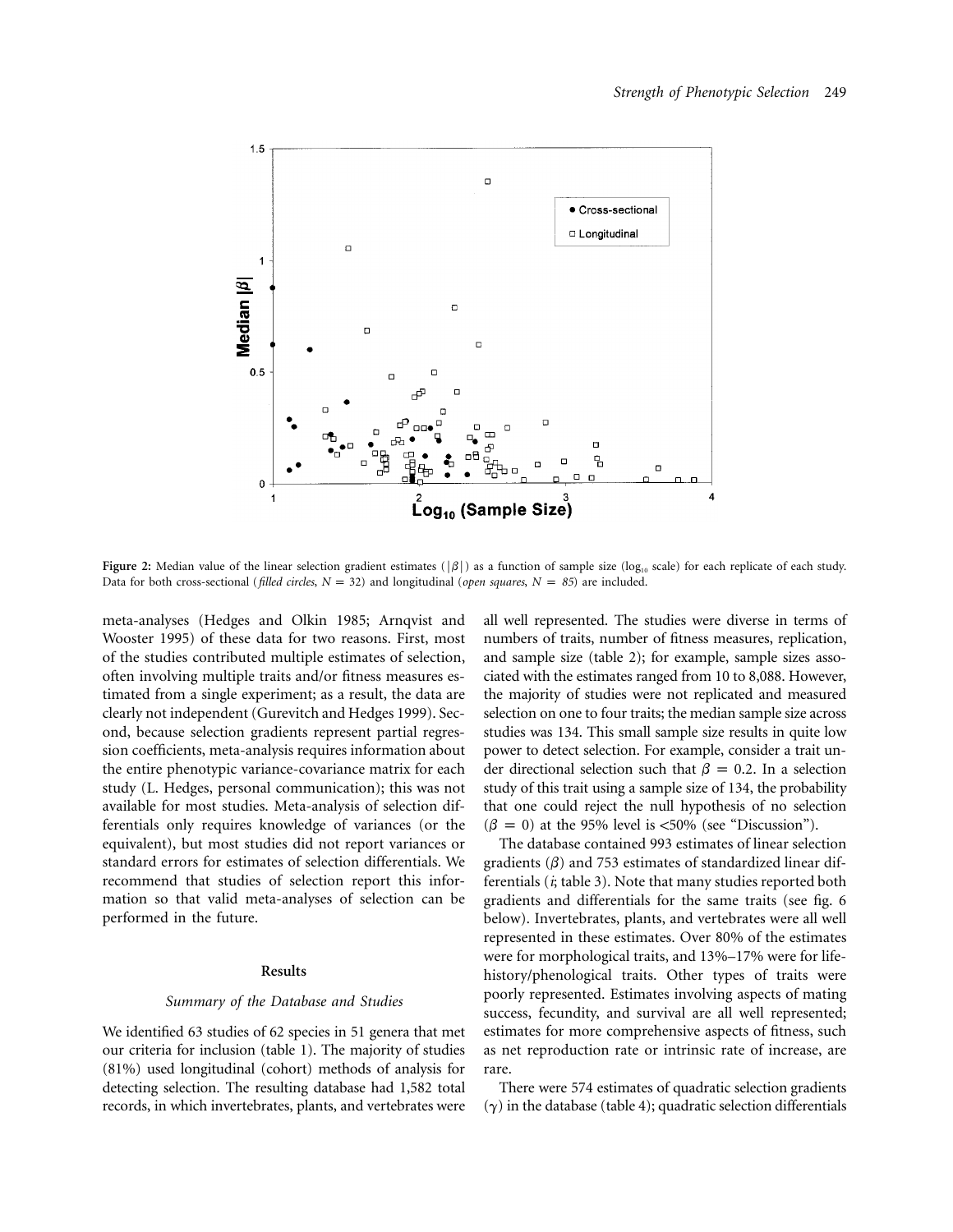**Figure 2:** Median value of the linear selection gradient estimates ($|\beta|$) as a function of sample size ($\log_{10}$ scale) for each replicate of each study. Data for both cross-sectional (*filled circles*, $N = 32$) and longitudinal (*open squares*, $N = 85$) are included.

meta-analyses (Hedges and Olkin 1985; Arnqvist and Wooster 1995) of these data for two reasons. First, most of the studies contributed multiple estimates of selection, often involving multiple traits and/or fitness measures estimated from a single experiment; as a result, the data are clearly not independent (Gurevitch and Hedges 1999). Second, because selection gradients represent partial regression coefficients, meta-analysis requires information about the entire phenotypic variance-covariance matrix for each study (L. Hedges, personal communication); this was not available for most studies. Meta-analysis of selection differentials only requires knowledge of variances (or the equivalent), but most studies did not report variances or standard errors for estimates of selection differentials. We recommend that studies of selection report this information so that valid meta-analyses of selection can be performed in the future.

## Results

### *Summary of the Database and Studies*

We identified 63 studies of 62 species in 51 genera that met our criteria for inclusion (table 1). The majority of studies (81%) used longitudinal (cohort) methods of analysis for detecting selection. The resulting database had 1,582 total records, in which invertebrates, plants, and vertebrates were all well represented. The studies were diverse in terms of numbers of traits, number of fitness measures, replication, and sample size (table 2); for example, sample sizes associated with the estimates ranged from 10 to 8,088. However, the majority of studies were not replicated and measured selection on one to four traits; the median sample size across studies was 134. This small sample size results in quite low power to detect selection. For example, consider a trait under directional selection such that $\beta = 0.2$. In a selection study of this trait using a sample size of 134, the probability that one could reject the null hypothesis of no selection ($\beta = 0$) at the 95% level is <50% (see "Discussion").

The database contained 993 estimates of linear selection gradients ($\beta$) and 753 estimates of standardized linear differentials ($i$; table 3). Note that many studies reported both gradients and differentials for the same traits (see fig. 6 below). Invertebrates, plants, and vertebrates were all well represented in these estimates. Over 80% of the estimates were for morphological traits, and 13%–17% were for life-history/phenological traits. Other types of traits were poorly represented. Estimates involving aspects of mating success, fecundity, and survival are all well represented; estimates for more comprehensive aspects of fitness, such as net reproduction rate or intrinsic rate of increase, are rare.

There were 574 estimates of quadratic selection gradients ($\gamma$) in the database (table 4); quadratic selection differentials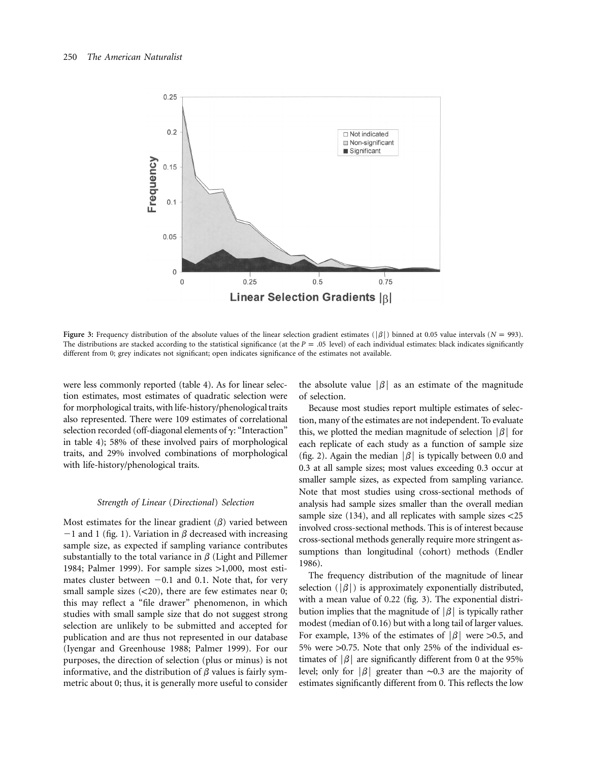Figure 3: Frequency distribution of the absolute values of the linear selection gradient estimates ($|\beta|$) binned at 0.05 value intervals ($N = 993$). The distributions are stacked according to the statistical significance (at the $P = .05$ level) of each individual estimates: black indicates significantly different from 0; grey indicates not significant; open indicates significance of the estimates not available.

were less commonly reported (table 4). As for linear selection estimates, most estimates of quadratic selection were for morphological traits, with life-history/phenological traits also represented. There were 109 estimates of correlational selection recorded (off-diagonal elements of $\gamma$: "Interaction" in table 4); 58% of these involved pairs of morphological traits, and 29% involved combinations of morphological with life-history/phenological traits.

### *Strength of Linear (Directional) Selection*

Most estimates for the linear gradient ($\beta$) varied between $-1$ and 1 (fig. 1). Variation in $\beta$ decreased with increasing sample size, as expected if sampling variance contributes substantially to the total variance in $\beta$ (Light and Pillemer 1984; Palmer 1999). For sample sizes >1,000, most estimates cluster between $-0.1$ and 0.1. Note that, for very small sample sizes (<20), there are few estimates near 0; this may reflect a "file drawer" phenomenon, in which studies with small sample size that do not suggest strong selection are unlikely to be submitted and accepted for publication and are thus not represented in our database (Iyengar and Greenhouse 1988; Palmer 1999). For our purposes, the direction of selection (plus or minus) is not informative, and the distribution of $\beta$ values is fairly symmetric about 0; thus, it is generally more useful to consider the absolute value $|\beta|$ as an estimate of the magnitude of selection.

Because most studies report multiple estimates of selection, many of the estimates are not independent. To evaluate this, we plotted the median magnitude of selection $|\beta|$ for each replicate of each study as a function of sample size (fig. 2). Again the median $|\beta|$ is typically between 0.0 and 0.3 at all sample sizes; most values exceeding 0.3 occur at smaller sample sizes, as expected from sampling variance. Note that most studies using cross-sectional methods of analysis had sample sizes smaller than the overall median sample size (134), and all replicates with sample sizes <25 involved cross-sectional methods. This is of interest because cross-sectional methods generally require more stringent assumptions than longitudinal (cohort) methods (Endler 1986).

The frequency distribution of the magnitude of linear selection ($|\beta|$) is approximately exponentially distributed, with a mean value of 0.22 (fig. 3). The exponential distribution implies that the magnitude of $|\beta|$ is typically rather modest (median of 0.16) but with a long tail of larger values. For example, 13% of the estimates of $|\beta|$ were >0.5, and 5% were >0.75. Note that only 25% of the individual estimates of $|\beta|$ are significantly different from 0 at the 95% level; only for $|\beta|$ greater than ~0.3 are the majority of estimates significantly different from 0. This reflects the low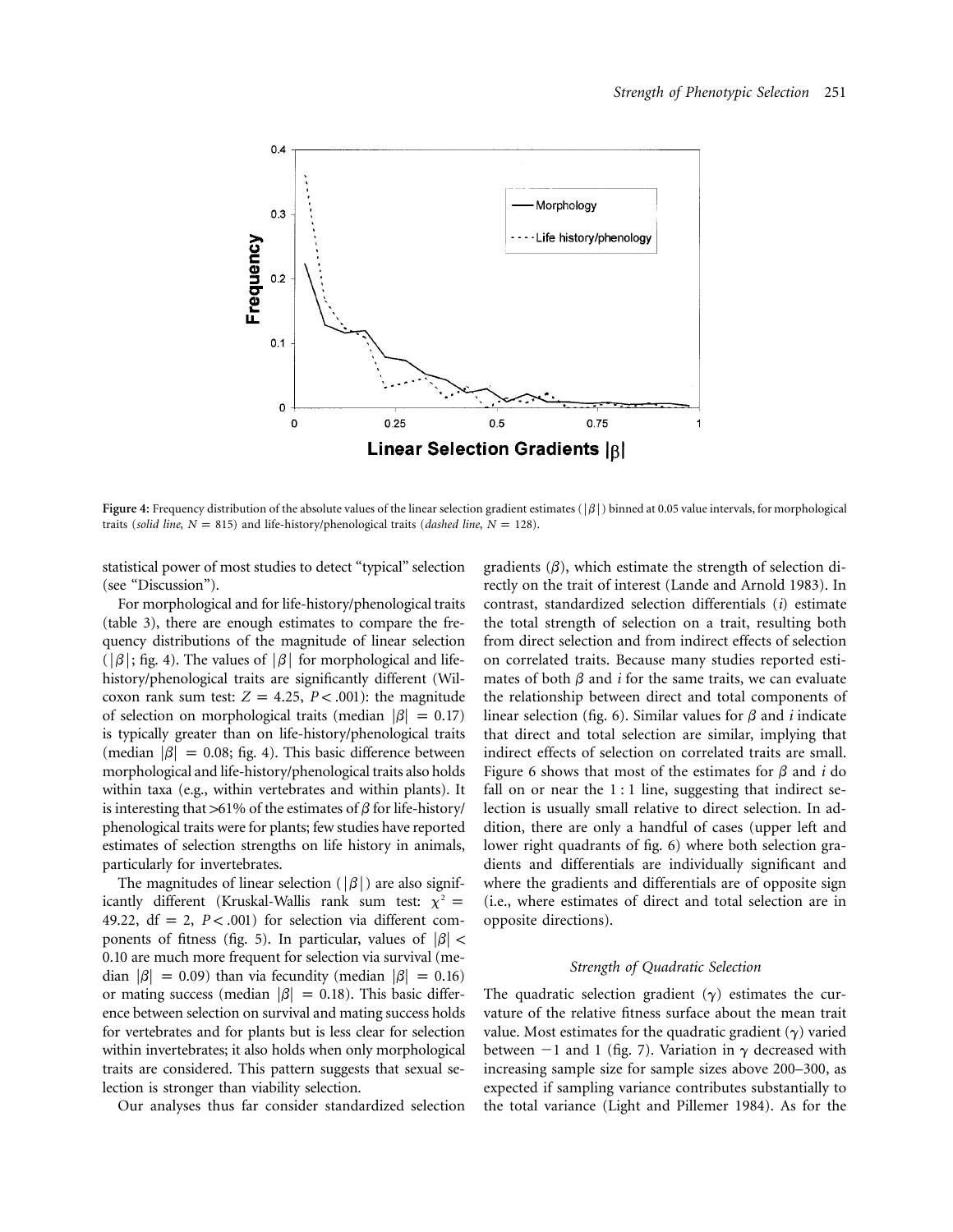Figure 4: Frequency distribution of the absolute values of the linear selection gradient estimates ($|\beta|$) binned at 0.05 value intervals, for morphological traits (*solid line*, $N = 815$) and life-history/phenological traits (*dashed line*, $N = 128$).

statistical power of most studies to detect "typical" selection (see "Discussion").

For morphological and for life-history/phenological traits (table 3), there are enough estimates to compare the frequency distributions of the magnitude of linear selection ($|\beta|$; fig. 4). The values of $|\beta|$ for morphological and life-history/phenological traits are significantly different (Wilcoxon rank sum test: $Z = 4.25$, $P < .001$): the magnitude of selection on morphological traits (median $|\beta| = 0.17$) is typically greater than on life-history/phenological traits (median $|\beta| = 0.08$; fig. 4). This basic difference between morphological and life-history/phenological traits also holds within taxa (e.g., within vertebrates and within plants). It is interesting that >61% of the estimates of $\beta$ for life-history/phenological traits were for plants; few studies have reported estimates of selection strengths on life history in animals, particularly for invertebrates.

The magnitudes of linear selection ($|\beta|$) are also significantly different (Kruskal-Wallis rank sum test: $\chi^2 = 49.22$, $df = 2$, $P < .001$) for selection via different components of fitness (fig. 5). In particular, values of $|\beta| < 0.10$ are much more frequent for selection via survival (median $|\beta| = 0.09$) than via fecundity (median $|\beta| = 0.16$) or mating success (median $|\beta| = 0.18$). This basic difference between selection on survival and mating success holds for vertebrates and for plants but is less clear for selection within invertebrates; it also holds when only morphological traits are considered. This pattern suggests that sexual selection is stronger than viability selection.

Our analyses thus far consider standardized selection gradients ($\beta$), which estimate the strength of selection directly on the trait of interest (Lande and Arnold 1983). In contrast, standardized selection differentials ($i$) estimate the total strength of selection on a trait, resulting both from direct selection and from indirect effects of selection on correlated traits. Because many studies reported estimates of both $\beta$ and $i$ for the same traits, we can evaluate the relationship between direct and total components of linear selection (fig. 6). Similar values for $\beta$ and $i$ indicate that direct and total selection are similar, implying that indirect effects of selection on correlated traits are small. Figure 6 shows that most of the estimates for $\beta$ and $i$ do fall on or near the 1 : 1 line, suggesting that indirect selection is usually small relative to direct selection. In addition, there are only a handful of cases (upper left and lower right quadrants of fig. 6) where both selection gradients and differentials are individually significant and where the gradients and differentials are of opposite sign (i.e., where estimates of direct and total selection are in opposite directions).

### *Strength of Quadratic Selection*

The quadratic selection gradient ($\gamma$) estimates the curvature of the relative fitness surface about the mean trait value. Most estimates for the quadratic gradient ($\gamma$) varied between $-1$ and 1 (fig. 7). Variation in $\gamma$ decreased with increasing sample size for sample sizes above 200–300, as expected if sampling variance contributes substantially to the total variance (Light and Pillemer 1984). As for the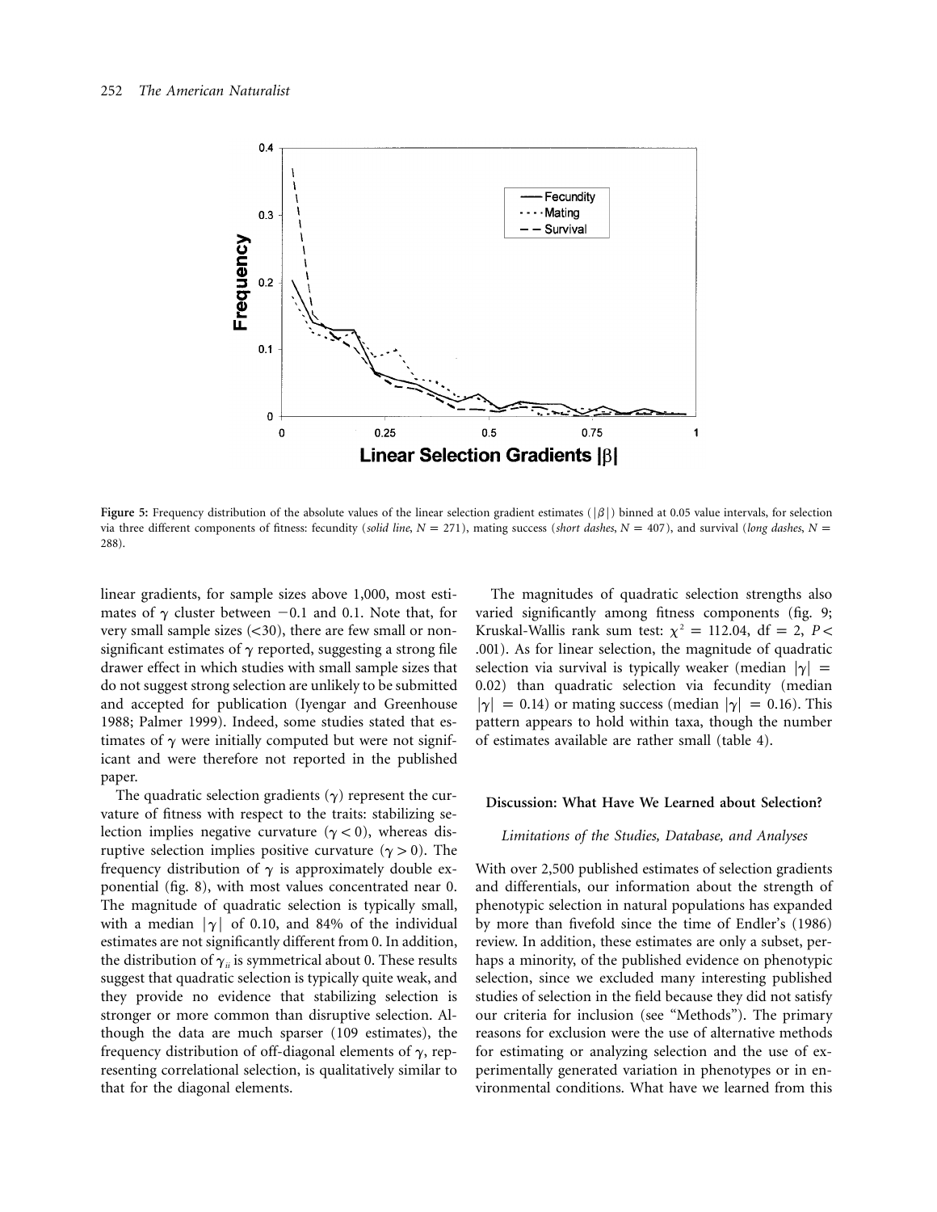Figure 5: Frequency distribution of the absolute values of the linear selection gradient estimates ($|\beta|$) binned at 0.05 value intervals, for selection via three different components of fitness: fecundity (*solid line*, $N = 271$), mating success (*short dashes*, $N = 407$), and survival (*long dashes*, $N = 288$).

linear gradients, for sample sizes above 1,000, most estimates of $\gamma$ cluster between $-0.1$ and 0.1. Note that, for very small sample sizes (<30), there are few small or nonsignificant estimates of $\gamma$ reported, suggesting a strong file drawer effect in which studies with small sample sizes that do not suggest strong selection are unlikely to be submitted and accepted for publication (Iyengar and Greenhouse 1988; Palmer 1999). Indeed, some studies stated that estimates of $\gamma$ were initially computed but were not significant and were therefore not reported in the published paper.

The quadratic selection gradients ($\gamma$) represent the curvature of fitness with respect to the traits: stabilizing selection implies negative curvature ($\gamma < 0$), whereas disruptive selection implies positive curvature ($\gamma > 0$). The frequency distribution of $\gamma$ is approximately double exponential (fig. 8), with most values concentrated near 0. The magnitude of quadratic selection is typically small, with a median $|\gamma|$ of 0.10, and 84% of the individual estimates are not significantly different from 0. In addition, the distribution of $\gamma_{ii}$ is symmetrical about 0. These results suggest that quadratic selection is typically quite weak, and they provide no evidence that stabilizing selection is stronger or more common than disruptive selection. Although the data are much sparser (109 estimates), the frequency distribution of off-diagonal elements of $\gamma$, representing correlational selection, is qualitatively similar to that for the diagonal elements.

The magnitudes of quadratic selection strengths also varied significantly among fitness components (fig. 9; Kruskal-Wallis rank sum test: $\chi^2 = 112.04$, df = 2, $P < .001$). As for linear selection, the magnitude of quadratic selection via survival is typically weaker (median $|\gamma| = 0.02$) than quadratic selection via fecundity (median $|\gamma| = 0.14$) or mating success (median $|\gamma| = 0.16$). This pattern appears to hold within taxa, though the number of estimates available are rather small (table 4).

## Discussion: What Have We Learned about Selection?

### *Limitations of the Studies, Database, and Analyses*

With over 2,500 published estimates of selection gradients and differentials, our information about the strength of phenotypic selection in natural populations has expanded by more than fivefold since the time of Endler's (1986) review. In addition, these estimates are only a subset, perhaps a minority, of the published evidence on phenotypic selection, since we excluded many interesting published studies of selection in the field because they did not satisfy our criteria for inclusion (see "Methods"). The primary reasons for exclusion were the use of alternative methods for estimating or analyzing selection and the use of experimentally generated variation in phenotypes or in environmental conditions. What have we learned from this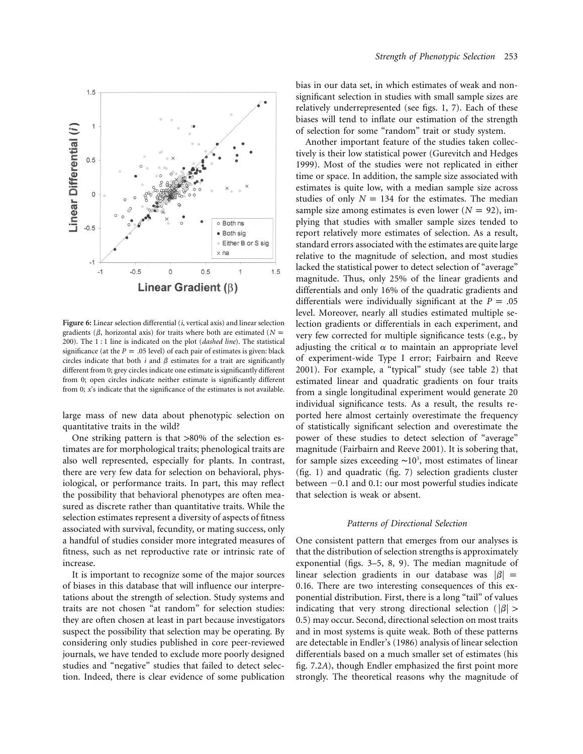Figure 6: Linear selection differential ($i$, vertical axis) and linear selection gradients ($\beta$, horizontal axis) for traits where both are estimated ($N = 200$). The 1 : 1 line is indicated on the plot (*dashed line*). The statistical significance (at the $P = .05$ level) of each pair of estimates is given: black circles indicate that both $i$ and $\beta$ estimates for a trait are significantly different from 0; grey circles indicate one estimate is significantly different from 0; open circles indicate neither estimate is significantly different from 0; $x$'s indicate that the significance of the estimates is not available.

large mass of new data about phenotypic selection on quantitative traits in the wild?

One striking pattern is that >80% of the selection estimates are for morphological traits; phenological traits are also well represented, especially for plants. In contrast, there are very few data for selection on behavioral, physiological, or performance traits. In part, this may reflect the possibility that behavioral phenotypes are often measured as discrete rather than quantitative traits. While the selection estimates represent a diversity of aspects of fitness associated with survival, fecundity, or mating success, only a handful of studies consider more integrated measures of fitness, such as net reproductive rate or intrinsic rate of increase.

It is important to recognize some of the major sources of biases in this database that will influence our interpretations about the strength of selection. Study systems and traits are not chosen "at random" for selection studies: they are often chosen at least in part because investigators suspect the possibility that selection may be operating. By considering only studies published in core peer-reviewed journals, we have tended to exclude more poorly designed studies and "negative" studies that failed to detect selection. Indeed, there is clear evidence of some publication bias in our data set, in which estimates of weak and nonsignificant selection in studies with small sample sizes are relatively underrepresented (see figs. 1, 7). Each of these biases will tend to inflate our estimation of the strength of selection for some "random" trait or study system.

Another important feature of the studies taken collectively is their low statistical power (Gurevitch and Hedges 1999). Most of the studies were not replicated in either time or space. In addition, the sample size associated with estimates is quite low, with a median sample size across studies of only $N = 134$ for the estimates. The median sample size among estimates is even lower ($N = 92$), implying that studies with smaller sample sizes tended to report relatively more estimates of selection. As a result, standard errors associated with the estimates are quite large relative to the magnitude of selection, and most studies lacked the statistical power to detect selection of "average" magnitude. Thus, only 25% of the linear gradients and differentials and only 16% of the quadratic gradients and differentials were individually significant at the $P = .05$ level. Moreover, nearly all studies estimated multiple selection gradients or differentials in each experiment, and very few corrected for multiple significance tests (e.g., by adjusting the critical $\alpha$ to maintain an appropriate level of experiment-wide Type I error; Fairbairn and Reeve 2001). For example, a "typical" study (see table 2) that estimated linear and quadratic gradients on four traits from a single longitudinal experiment would generate 20 individual significance tests. As a result, the results reported here almost certainly overestimate the frequency of statistically significant selection and overestimate the power of these studies to detect selection of "average" magnitude (Fairbairn and Reeve 2001). It is sobering that, for sample sizes exceeding $\sim 10^3$, most estimates of linear (fig. 1) and quadratic (fig. 7) selection gradients cluster between $-0.1$ and 0.1: our most powerful studies indicate that selection is weak or absent.

### Patterns of Directional Selection

One consistent pattern that emerges from our analyses is that the distribution of selection strengths is approximately exponential (figs. 3–5, 8, 9). The median magnitude of linear selection gradients in our database was $|\beta| = 0.16$. There are two interesting consequences of this exponential distribution. First, there is a long "tail" of values indicating that very strong directional selection ($|\beta| > 0.5$) may occur. Second, directional selection on most traits and in most systems is quite weak. Both of these patterns are detectable in Endler's (1986) analysis of linear selection differentials based on a much smaller set of estimates (his fig. 7.2*A*), though Endler emphasized the first point more strongly. The theoretical reasons why the magnitude of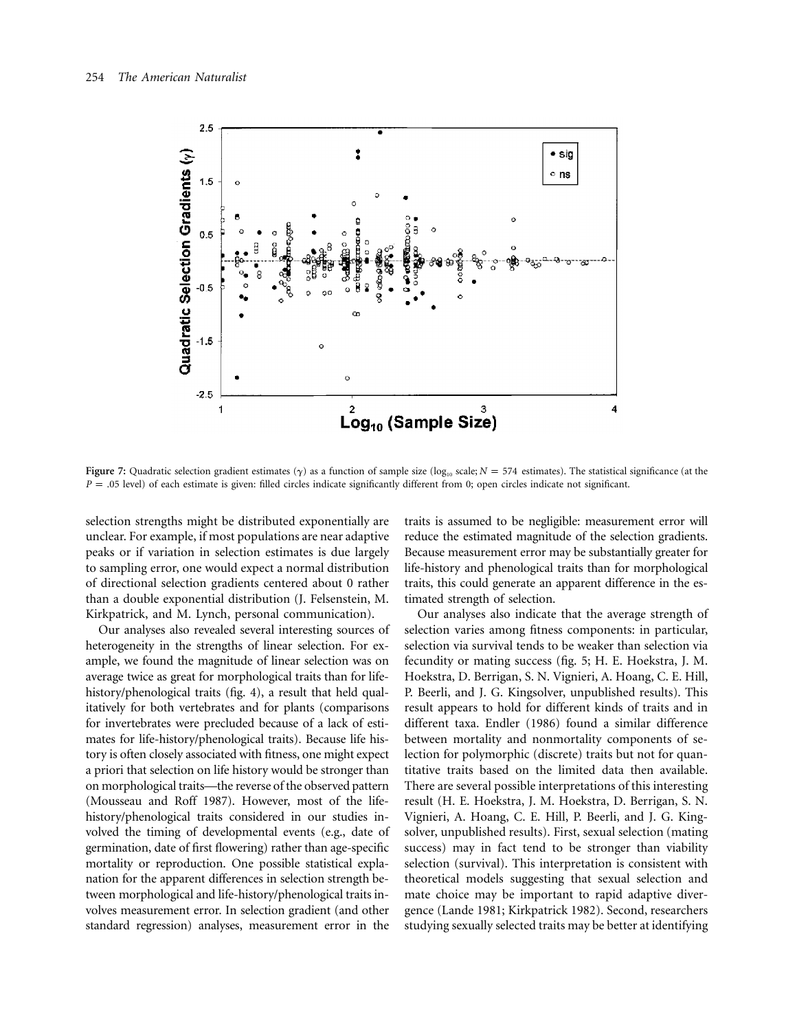**Figure 7:** Quadratic selection gradient estimates ($\gamma$) as a function of sample size ($\log_{10}$ scale; $N = 574$ estimates). The statistical significance (at the $P = .05$ level) of each estimate is given: filled circles indicate significantly different from 0; open circles indicate not significant.

selection strengths might be distributed exponentially are unclear. For example, if most populations are near adaptive peaks or if variation in selection estimates is due largely to sampling error, one would expect a normal distribution of directional selection gradients centered about 0 rather than a double exponential distribution (J. Felsenstein, M. Kirkpatrick, and M. Lynch, personal communication).

Our analyses also revealed several interesting sources of heterogeneity in the strengths of linear selection. For example, we found the magnitude of linear selection was on average twice as great for morphological traits than for life-history/phenological traits (fig. 4), a result that held qualitatively for both vertebrates and for plants (comparisons for invertebrates were precluded because of a lack of estimates for life-history/phenological traits). Because life history is often closely associated with fitness, one might expect a priori that selection on life history would be stronger than on morphological traits—the reverse of the observed pattern (Mousseau and Roff 1987). However, most of the life-history/phenological traits considered in our studies involved the timing of developmental events (e.g., date of germination, date of first flowering) rather than age-specific mortality or reproduction. One possible statistical explanation for the apparent differences in selection strength between morphological and life-history/phenological traits involves measurement error. In selection gradient (and other standard regression) analyses, measurement error in the traits is assumed to be negligible: measurement error will reduce the estimated magnitude of the selection gradients. Because measurement error may be substantially greater for life-history and phenological traits than for morphological traits, this could generate an apparent difference in the estimated strength of selection.

Our analyses also indicate that the average strength of selection varies among fitness components: in particular, selection via survival tends to be weaker than selection via fecundity or mating success (fig. 5; H. E. Hoekstra, J. M. Hoekstra, D. Berrigan, S. N. Vignieri, A. Hoang, C. E. Hill, P. Beerli, and J. G. Kingsolver, unpublished results). This result appears to hold for different kinds of traits and in different taxa. Endler (1986) found a similar difference between mortality and nonmortality components of selection for polymorphic (discrete) traits but not for quantitative traits based on the limited data then available. There are several possible interpretations of this interesting result (H. E. Hoekstra, J. M. Hoekstra, D. Berrigan, S. N. Vignieri, A. Hoang, C. E. Hill, P. Beerli, and J. G. Kingsolver, unpublished results). First, sexual selection (mating success) may in fact tend to be stronger than viability selection (survival). This interpretation is consistent with theoretical models suggesting that sexual selection and mate choice may be important to rapid adaptive divergence (Lande 1981; Kirkpatrick 1982). Second, researchers studying sexually selected traits may be better at identifying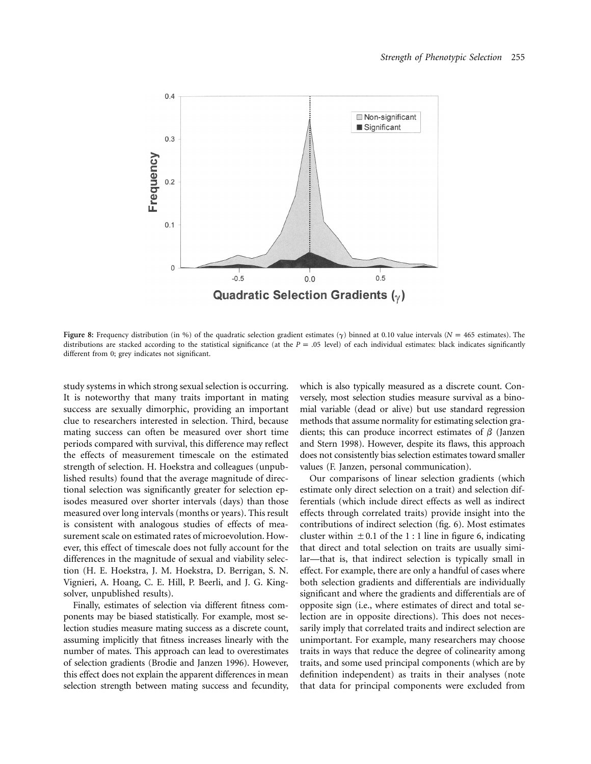0.4

Non-significant

Significant

0.3

Frequency

0.2

0.1

0

-0.5

0.0

0.5

Quadratic Selection Gradients ($\gamma$)

**Figure 8:** Frequency distribution (in %) of the quadratic selection gradient estimates ($\gamma$) binned at 0.10 value intervals ($N = 465$ estimates). The distributions are stacked according to the statistical significance (at the $P = .05$ level) of each individual estimates: black indicates significantly different from 0; grey indicates not significant.

study systems in which strong sexual selection is occurring. It is noteworthy that many traits important in mating success are sexually dimorphic, providing an important clue to researchers interested in selection. Third, because mating success can often be measured over short time periods compared with survival, this difference may reflect the effects of measurement timescale on the estimated strength of selection. H. Hoekstra and colleagues (unpublished results) found that the average magnitude of directional selection was significantly greater for selection episodes measured over shorter intervals (days) than those measured over long intervals (months or years). This result is consistent with analogous studies of effects of measurement scale on estimated rates of microevolution. However, this effect of timescale does not fully account for the differences in the magnitude of sexual and viability selection (H. E. Hoekstra, J. M. Hoekstra, D. Berrigan, S. N. Vignieri, A. Hoang, C. E. Hill, P. Beerli, and J. G. Kingsolver, unpublished results).

Finally, estimates of selection via different fitness components may be biased statistically. For example, most selection studies measure mating success as a discrete count, assuming implicitly that fitness increases linearly with the number of mates. This approach can lead to overestimates of selection gradients (Brodie and Janzen 1996). However, this effect does not explain the apparent differences in mean selection strength between mating success and fecundity, which is also typically measured as a discrete count. Conversely, most selection studies measure survival as a binomial variable (dead or alive) but use standard regression methods that assume normality for estimating selection gradients; this can produce incorrect estimates of $\beta$ (Janzen and Stern 1998). However, despite its flaws, this approach does not consistently bias selection estimates toward smaller values (F. Janzen, personal communication).

Our comparisons of linear selection gradients (which estimate only direct selection on a trait) and selection differentials (which include direct effects as well as indirect effects through correlated traits) provide insight into the contributions of indirect selection (fig. 6). Most estimates cluster within $\pm 0.1$ of the 1 : 1 line in figure 6, indicating that direct and total selection on traits are usually similar—that is, that indirect selection is typically small in effect. For example, there are only a handful of cases where both selection gradients and differentials are individually significant and where the gradients and differentials are of opposite sign (i.e., where estimates of direct and total selection are in opposite directions). This does not necessarily imply that correlated traits and indirect selection are unimportant. For example, many researchers may choose traits in ways that reduce the degree of colinearity among traits, and some used principal components (which are by definition independent) as traits in their analyses (note that data for principal components were excluded from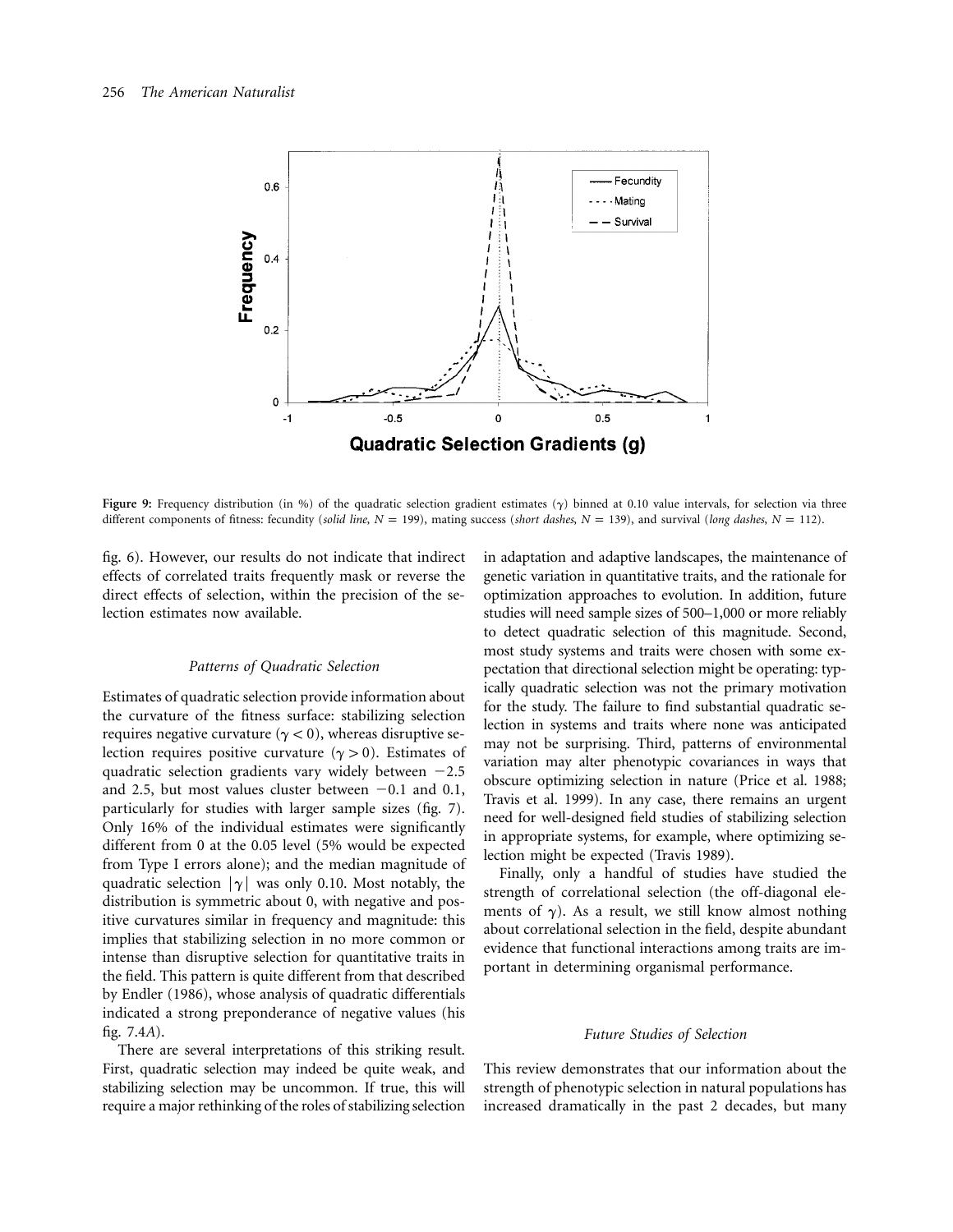Figure 9: Frequency distribution (in %) of the quadratic selection gradient estimates ($\gamma$) binned at 0.10 value intervals, for selection via three different components of fitness: fecundity (*solid line*, $N = 199$), mating success (*short dashes*, $N = 139$), and survival (*long dashes*, $N = 112$).

fig. 6). However, our results do not indicate that indirect effects of correlated traits frequently mask or reverse the direct effects of selection, within the precision of the selection estimates now available.

### Patterns of Quadratic Selection

Estimates of quadratic selection provide information about the curvature of the fitness surface: stabilizing selection requires negative curvature ($\gamma < 0$), whereas disruptive selection requires positive curvature ($\gamma > 0$). Estimates of quadratic selection gradients vary widely between $-2.5$ and 2.5, but most values cluster between $-0.1$ and 0.1, particularly for studies with larger sample sizes (fig. 7). Only 16% of the individual estimates were significantly different from 0 at the 0.05 level (5% would be expected from Type I errors alone); and the median magnitude of quadratic selection $|\gamma|$ was only 0.10. Most notably, the distribution is symmetric about 0, with negative and positive curvatures similar in frequency and magnitude: this implies that stabilizing selection in no more common or intense than disruptive selection for quantitative traits in the field. This pattern is quite different from that described by Endler (1986), whose analysis of quadratic differentials indicated a strong preponderance of negative values (his fig. 7.4*A*).

There are several interpretations of this striking result. First, quadratic selection may indeed be quite weak, and stabilizing selection may be uncommon. If true, this will require a major rethinking of the roles of stabilizing selection in adaptation and adaptive landscapes, the maintenance of genetic variation in quantitative traits, and the rationale for optimization approaches to evolution. In addition, future studies will need sample sizes of 500–1,000 or more reliably to detect quadratic selection of this magnitude. Second, most study systems and traits were chosen with some expectation that directional selection might be operating: typically quadratic selection was not the primary motivation for the study. The failure to find substantial quadratic selection in systems and traits where none was anticipated may not be surprising. Third, patterns of environmental variation may alter phenotypic covariances in ways that obscure optimizing selection in nature (Price et al. 1988; Travis et al. 1999). In any case, there remains an urgent need for well-designed field studies of stabilizing selection in appropriate systems, for example, where optimizing selection might be expected (Travis 1989).

Finally, only a handful of studies have studied the strength of correlational selection (the off-diagonal elements of $\gamma$). As a result, we still know almost nothing about correlational selection in the field, despite abundant evidence that functional interactions among traits are important in determining organismal performance.

### Future Studies of Selection

This review demonstrates that our information about the strength of phenotypic selection in natural populations has increased dramatically in the past 2 decades, but many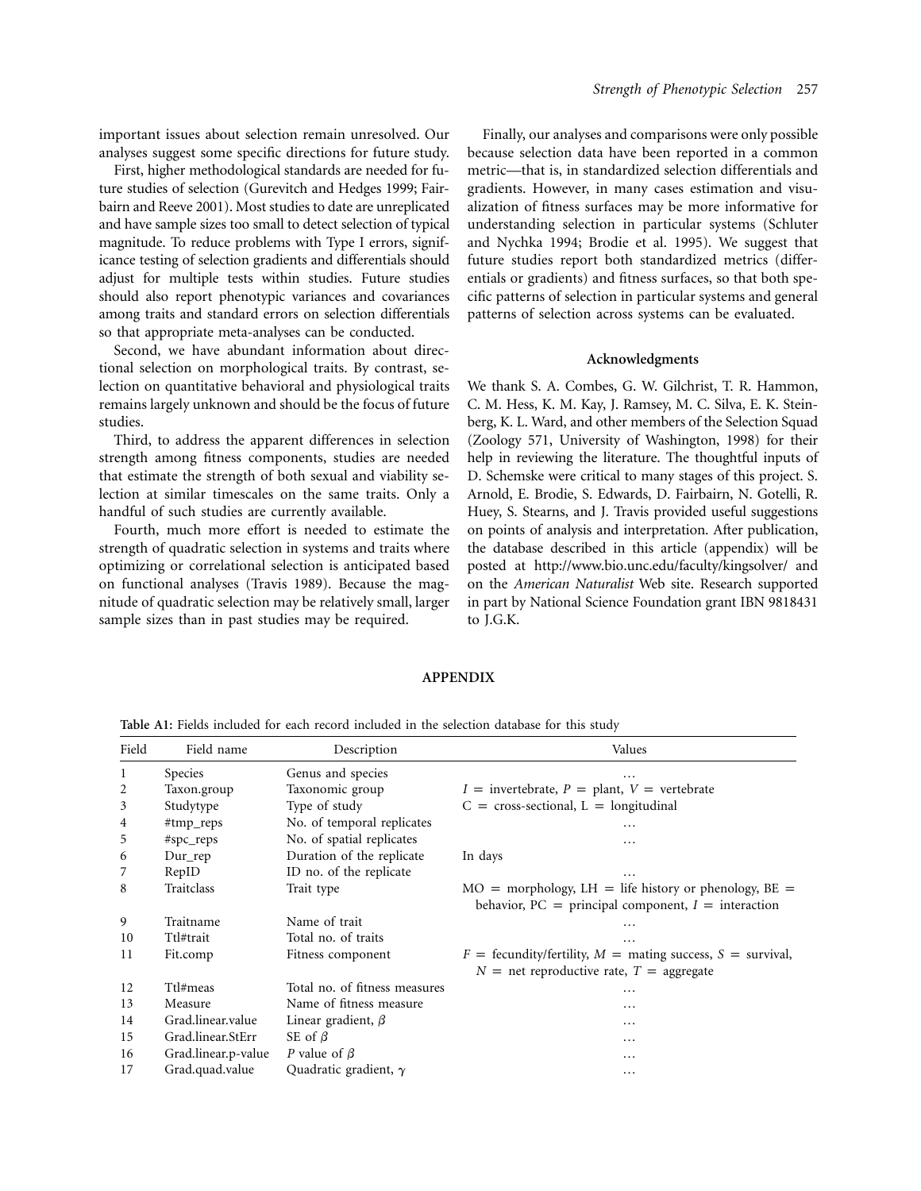important issues about selection remain unresolved. Our analyses suggest some specific directions for future study.

First, higher methodological standards are needed for future studies of selection (Gurevitch and Hedges 1999; Fairbairn and Reeve 2001). Most studies to date are unreplicated and have sample sizes too small to detect selection of typical magnitude. To reduce problems with Type I errors, significance testing of selection gradients and differentials should adjust for multiple tests within studies. Future studies should also report phenotypic variances and covariances among traits and standard errors on selection differentials so that appropriate meta-analyses can be conducted.

Second, we have abundant information about directional selection on morphological traits. By contrast, selection on quantitative behavioral and physiological traits remains largely unknown and should be the focus of future studies.

Third, to address the apparent differences in selection strength among fitness components, studies are needed that estimate the strength of both sexual and viability selection at similar timescales on the same traits. Only a handful of such studies are currently available.

Fourth, much more effort is needed to estimate the strength of quadratic selection in systems and traits where optimizing or correlational selection is anticipated based on functional analyses (Travis 1989). Because the magnitude of quadratic selection may be relatively small, larger sample sizes than in past studies may be required.

Finally, our analyses and comparisons were only possible because selection data have been reported in a common metric—that is, in standardized selection differentials and gradients. However, in many cases estimation and visualization of fitness surfaces may be more informative for understanding selection in particular systems (Schluter and Nychka 1994; Brodie et al. 1995). We suggest that future studies report both standardized metrics (differentials or gradients) and fitness surfaces, so that both specific patterns of selection in particular systems and general patterns of selection across systems can be evaluated.

## Acknowledgments

We thank S. A. Combes, G. W. Gilchrist, T. R. Hammon, C. M. Hess, K. M. Kay, J. Ramsey, M. C. Silva, E. K. Steinberg, K. L. Ward, and other members of the Selection Squad (Zoology 571, University of Washington, 1998) for their help in reviewing the literature. The thoughtful inputs of D. Schemske were critical to many stages of this project. S. Arnold, E. Brodie, S. Edwards, D. Fairbairn, N. Gotelli, R. Huey, S. Stearns, and J. Travis provided useful suggestions on points of analysis and interpretation. After publication, the database described in this article (appendix) will be posted at http://www.bio.unc.edu/faculty/kingsolver/ and on the *American Naturalist* Web site. Research supported in part by National Science Foundation grant IBN 9818431 to J.G.K.

## APPENDIX

**Table A1:** Fields included for each record included in the selection database for this study

| Field | Field name | Description | Values |
|---|---|---|---|
| 1 | Species | Genus and species | … |
| 2 | Taxon.group | Taxonomic group | $I$ = invertebrate, $P$ = plant, $V$ = vertebrate |
| 3 | Studytype | Type of study | C = cross-sectional, L = longitudinal |
| 4 | #tmp_reps | No. of temporal replicates | … |
| 5 | #spc_reps | No. of spatial replicates | … |
| 6 | Dur_rep | Duration of the replicate | In days |
| 7 | RepID | ID no. of the replicate | … |
| 8 | Traitclass | Trait type | MO = morphology, LH = life history or phenology, BE = behavior, PC = principal component, $I$ = interaction |
| 9 | Traitname | Name of trait | … |
| 10 | Ttl#trait | Total no. of traits | … |
| 11 | Fit.comp | Fitness component | $F$ = fecundity/fertility, $M$ = mating success, $S$ = survival, $N$ = net reproductive rate, $T$ = aggregate |
| 12 | Ttl#meas | Total no. of fitness measures | … |
| 13 | Measure | Name of fitness measure | … |
| 14 | Grad.linear.value | Linear gradient, $\beta$ | … |
| 15 | Grad.linear.StErr | SE of $\beta$ | … |
| 16 | Grad.linear.p-value | $P$ value of $\beta$ | … |
| 17 | Grad.quad.value | Quadratic gradient, $\gamma$ | … |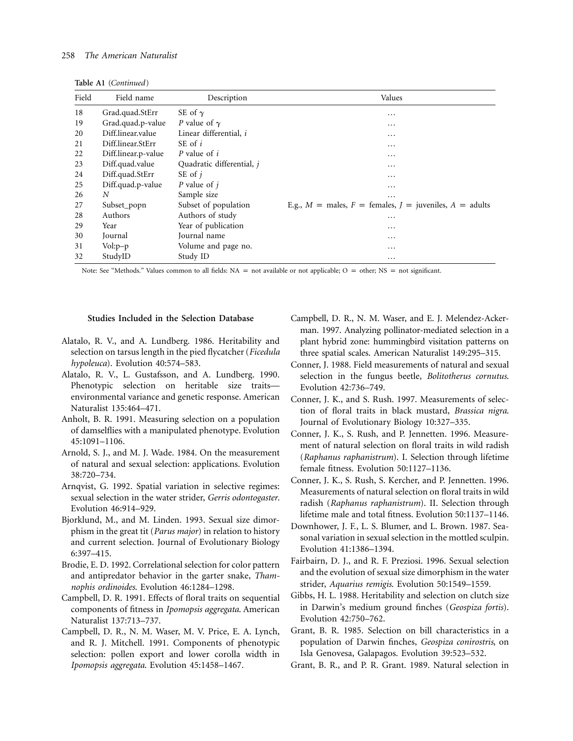**Table A1** (*Continued*)

| Field | Field name | Description | Values |
|---|---|---|---|
| 18 | Grad.quad.StErr | SE of $\gamma$ | … |
| 19 | Grad.quad.p-value | *P* value of $\gamma$ | … |
| 20 | Diff.linear.value | Linear differential, *i* | … |
| 21 | Diff.linear.StErr | SE of *i* | … |
| 22 | Diff.linear.p-value | *P* value of *i* | … |
| 23 | Diff.quad.value | Quadratic differential, *j* | … |
| 24 | Diff.quad.StErr | SE of *j* | … |
| 25 | Diff.quad.p-value | *P* value of *j* | … |
| 26 | *N* | Sample size | … |
| 27 | Subset_popn | Subset of population | E.g., $M$ = males, $F$ = females, $J$ = juveniles, $A$ = adults |
| 28 | Authors | Authors of study | … |
| 29 | Year | Year of publication | … |
| 30 | Journal | Journal name | … |
| 31 | Vol:p–p | Volume and page no. | … |
| 32 | StudyID | Study ID | … |

Note: See "Methods." Values common to all fields: NA = not available or not applicable; O = other; NS = not significant.

### Studies Included in the Selection Database

Alatalo, R. V., and A. Lundberg. 1986. Heritability and selection on tarsus length in the pied flycatcher (*Ficedula hypoleuca*). Evolution 40:574–583.

Alatalo, R. V., L. Gustafsson, and A. Lundberg. 1990. Phenotypic selection on heritable size traits—environmental variance and genetic response. American Naturalist 135:464–471.

Anholt, B. R. 1991. Measuring selection on a population of damselflies with a manipulated phenotype. Evolution 45:1091–1106.

Arnold, S. J., and M. J. Wade. 1984. On the measurement of natural and sexual selection: applications. Evolution 38:720–734.

Arnqvist, G. 1992. Spatial variation in selective regimes: sexual selection in the water strider, *Gerris odontogaster*. Evolution 46:914–929.

Bjorklund, M., and M. Linden. 1993. Sexual size dimorphism in the great tit (*Parus major*) in relation to history and current selection. Journal of Evolutionary Biology 6:397–415.

Brodie, E. D. 1992. Correlational selection for color pattern and antipredator behavior in the garter snake, *Thamnophis ordinoides*. Evolution 46:1284–1298.

Campbell, D. R. 1991. Effects of floral traits on sequential components of fitness in *Ipomopsis aggregata*. American Naturalist 137:713–737.

Campbell, D. R., N. M. Waser, M. V. Price, E. A. Lynch, and R. J. Mitchell. 1991. Components of phenotypic selection: pollen export and lower corolla width in *Ipomopsis aggregata*. Evolution 45:1458–1467.

Campbell, D. R., N. M. Waser, and E. J. Melendez-Ackerman. 1997. Analyzing pollinator-mediated selection in a plant hybrid zone: hummingbird visitation patterns on three spatial scales. American Naturalist 149:295–315.

Conner, J. 1988. Field measurements of natural and sexual selection in the fungus beetle, *Bolitotherus cornutus*. Evolution 42:736–749.

Conner, J. K., and S. Rush. 1997. Measurements of selection of floral traits in black mustard, *Brassica nigra*. Journal of Evolutionary Biology 10:327–335.

Conner, J. K., S. Rush, and P. Jennetten. 1996. Measurement of natural selection on floral traits in wild radish (*Raphanus raphanistrum*). I. Selection through lifetime female fitness. Evolution 50:1127–1136.

Conner, J. K., S. Rush, S. Kercher, and P. Jennetten. 1996. Measurements of natural selection on floral traits in wild radish (*Raphanus raphanistrum*). II. Selection through lifetime male and total fitness. Evolution 50:1137–1146.

Downhower, J. F., L. S. Blumer, and L. Brown. 1987. Seasonal variation in sexual selection in the mottled sculpin. Evolution 41:1386–1394.

Fairbairn, D. J., and R. F. Preziosi. 1996. Sexual selection and the evolution of sexual size dimorphism in the water strider, *Aquarius remigis*. Evolution 50:1549–1559.

Gibbs, H. L. 1988. Heritability and selection on clutch size in Darwin's medium ground finches (*Geospiza fortis*). Evolution 42:750–762.

Grant, B. R. 1985. Selection on bill characteristics in a population of Darwin finches, *Geospiza conirostris*, on Isla Genovesa, Galapagos. Evolution 39:523–532.

Grant, B. R., and P. R. Grant. 1989. Natural selection in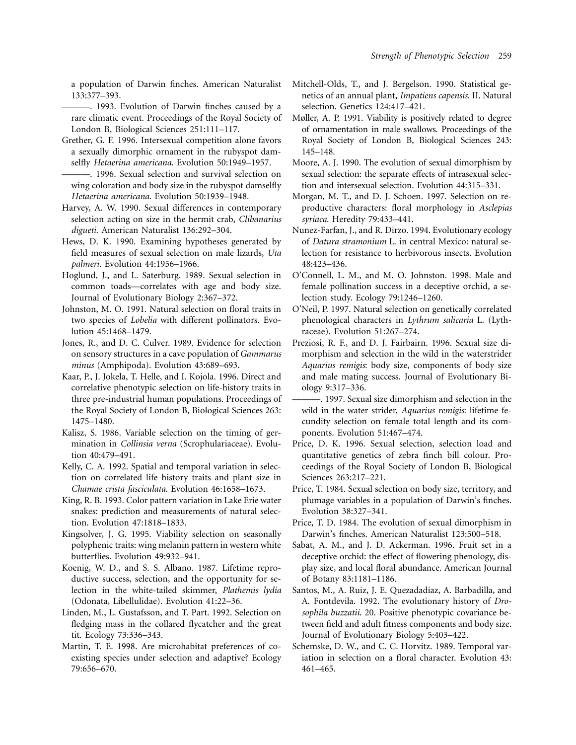a population of Darwin finches. American Naturalist 133:377–393.

———. 1993. Evolution of Darwin finches caused by a rare climatic event. Proceedings of the Royal Society of London B, Biological Sciences 251:111–117.

Grether, G. F. 1996. Intersexual competition alone favors a sexually dimorphic ornament in the rubyspot damselfly *Hetaerina americana*. Evolution 50:1949–1957.

———. 1996. Sexual selection and survival selection on wing coloration and body size in the rubyspot damselfly *Hetaerina americana*. Evolution 50:1939–1948.

Harvey, A. W. 1990. Sexual differences in contemporary selection acting on size in the hermit crab, *Clibanarius digueti*. American Naturalist 136:292–304.

Hews, D. K. 1990. Examining hypotheses generated by field measures of sexual selection on male lizards, *Uta palmeri*. Evolution 44:1956–1966.

Hoglund, J., and L. Saterburg. 1989. Sexual selection in common toads—correlates with age and body size. Journal of Evolutionary Biology 2:367–372.

Johnston, M. O. 1991. Natural selection on floral traits in two species of *Lobelia* with different pollinators. Evolution 45:1468–1479.

Jones, R., and D. C. Culver. 1989. Evidence for selection on sensory structures in a cave population of *Gammarus minus* (Amphipoda). Evolution 43:689–693.

Kaar, P., J. Jokela, T. Helle, and I. Kojola. 1996. Direct and correlative phenotypic selection on life-history traits in three pre-industrial human populations. Proceedings of the Royal Society of London B, Biological Sciences 263: 1475–1480.

Kalisz, S. 1986. Variable selection on the timing of germination in *Collinsia verna* (Scrophulariaceae). Evolution 40:479–491.

Kelly, C. A. 1992. Spatial and temporal variation in selection on correlated life history traits and plant size in *Chamae crista fasciculata*. Evolution 46:1658–1673.

King, R. B. 1993. Color pattern variation in Lake Erie water snakes: prediction and measurements of natural selection. Evolution 47:1818–1833.

Kingsolver, J. G. 1995. Viability selection on seasonally polyphenic traits: wing melanin pattern in western white butterflies. Evolution 49:932–941.

Koenig, W. D., and S. S. Albano. 1987. Lifetime reproductive success, selection, and the opportunity for selection in the white-tailed skimmer, *Plathemis lydia* (Odonata, Libellulidae). Evolution 41:22–36.

Linden, M., L. Gustafsson, and T. Part. 1992. Selection on fledging mass in the collared flycatcher and the great tit. Ecology 73:336–343.

Martin, T. E. 1998. Are microhabitat preferences of coexisting species under selection and adaptive? Ecology 79:656–670.

Mitchell-Olds, T., and J. Bergelson. 1990. Statistical genetics of an annual plant, *Impatiens capensis*. II. Natural selection. Genetics 124:417–421.

Møller, A. P. 1991. Viability is positively related to degree of ornamentation in male swallows. Proceedings of the Royal Society of London B, Biological Sciences 243: 145–148.

Moore, A. J. 1990. The evolution of sexual dimorphism by sexual selection: the separate effects of intrasexual selection and intersexual selection. Evolution 44:315–331.

Morgan, M. T., and D. J. Schoen. 1997. Selection on reproductive characters: floral morphology in *Asclepias syriaca*. Heredity 79:433–441.

Nunez-Farfan, J., and R. Dirzo. 1994. Evolutionary ecology of *Datura stramonium* L. in central Mexico: natural selection for resistance to herbivorous insects. Evolution 48:423–436.

O'Connell, L. M., and M. O. Johnston. 1998. Male and female pollination success in a deceptive orchid, a selection study. Ecology 79:1246–1260.

O'Neil, P. 1997. Natural selection on genetically correlated phenological characters in *Lythrum salicaria* L. (Lythraceae). Evolution 51:267–274.

Preziosi, R. F., and D. J. Fairbairn. 1996. Sexual size dimorphism and selection in the wild in the waterstrider *Aquarius remigis*: body size, components of body size and male mating success. Journal of Evolutionary Biology 9:317–336.

———. 1997. Sexual size dimorphism and selection in the wild in the water strider, *Aquarius remigis*: lifetime fecundity selection on female total length and its components. Evolution 51:467–474.

Price, D. K. 1996. Sexual selection, selection load and quantitative genetics of zebra finch bill colour. Proceedings of the Royal Society of London B, Biological Sciences 263:217–221.

Price, T. 1984. Sexual selection on body size, territory, and plumage variables in a population of Darwin's finches. Evolution 38:327–341.

Price, T. D. 1984. The evolution of sexual dimorphism in Darwin's finches. American Naturalist 123:500–518.

Sabat, A. M., and J. D. Ackerman. 1996. Fruit set in a deceptive orchid: the effect of flowering phenology, display size, and local floral abundance. American Journal of Botany 83:1181–1186.

Santos, M., A. Ruiz, J. E. Quezadadiaz, A. Barbadilla, and A. Fontdevila. 1992. The evolutionary history of *Drosophila buzzatii*. 20. Positive phenotypic covariance between field and adult fitness components and body size. Journal of Evolutionary Biology 5:403–422.

Schemske, D. W., and C. C. Horvitz. 1989. Temporal variation in selection on a floral character. Evolution 43: 461–465.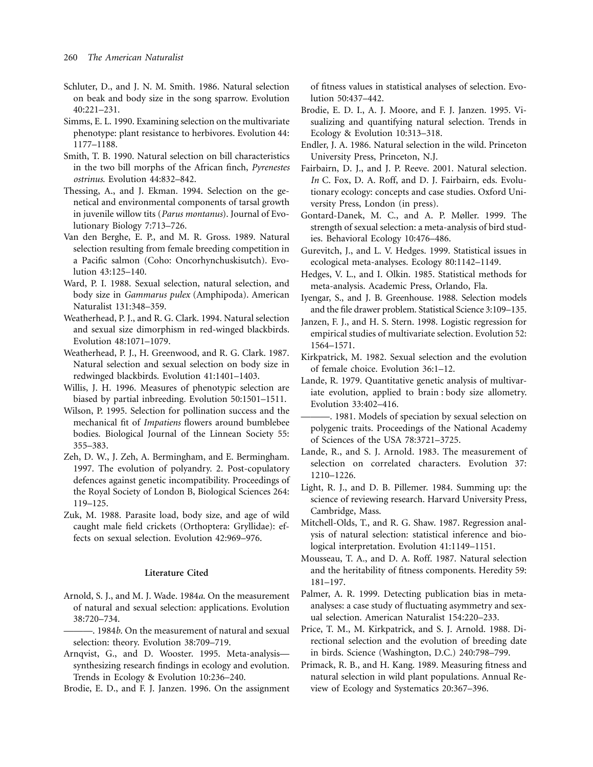Schluter, D., and J. N. M. Smith. 1986. Natural selection on beak and body size in the song sparrow. Evolution 40:221–231.

Simms, E. L. 1990. Examining selection on the multivariate phenotype: plant resistance to herbivores. Evolution 44: 1177–1188.

Smith, T. B. 1990. Natural selection on bill characteristics in the two bill morphs of the African finch, *Pyrenestes ostrinus*. Evolution 44:832–842.

Thessing, A., and J. Ekman. 1994. Selection on the genetical and environmental components of tarsal growth in juvenile willow tits (*Parus montanus*). Journal of Evolutionary Biology 7:713–726.

Van den Berghe, E. P., and M. R. Gross. 1989. Natural selection resulting from female breeding competition in a Pacific salmon (Coho: Oncorhynchuskisutch). Evolution 43:125–140.

Ward, P. I. 1988. Sexual selection, natural selection, and body size in *Gammarus pulex* (Amphipoda). American Naturalist 131:348–359.

Weatherhead, P. J., and R. G. Clark. 1994. Natural selection and sexual size dimorphism in red-winged blackbirds. Evolution 48:1071–1079.

Weatherhead, P. J., H. Greenwood, and R. G. Clark. 1987. Natural selection and sexual selection on body size in redwinged blackbirds. Evolution 41:1401–1403.

Willis, J. H. 1996. Measures of phenotypic selection are biased by partial inbreeding. Evolution 50:1501–1511.

Wilson, P. 1995. Selection for pollination success and the mechanical fit of *Impatiens* flowers around bumblebee bodies. Biological Journal of the Linnean Society 55: 355–383.

Zeh, D. W., J. Zeh, A. Bermingham, and E. Bermingham. 1997. The evolution of polyandry. 2. Post-copulatory defences against genetic incompatibility. Proceedings of the Royal Society of London B, Biological Sciences 264: 119–125.

Zuk, M. 1988. Parasite load, body size, and age of wild caught male field crickets (Orthoptera: Gryllidae): effects on sexual selection. Evolution 42:969–976.

## Literature Cited

Arnold, S. J., and M. J. Wade. 1984*a*. On the measurement of natural and sexual selection: applications. Evolution 38:720–734.

———. 1984*b*. On the measurement of natural and sexual selection: theory. Evolution 38:709–719.

Arnqvist, G., and D. Wooster. 1995. Meta-analysis—synthesizing research findings in ecology and evolution. Trends in Ecology & Evolution 10:236–240.

Brodie, E. D., and F. J. Janzen. 1996. On the assignment of fitness values in statistical analyses of selection. Evolution 50:437–442.

Brodie, E. D. I., A. J. Moore, and F. J. Janzen. 1995. Visualizing and quantifying natural selection. Trends in Ecology & Evolution 10:313–318.

Endler, J. A. 1986. Natural selection in the wild. Princeton University Press, Princeton, N.J.

Fairbairn, D. J., and J. P. Reeve. 2001. Natural selection. *In* C. Fox, D. A. Roff, and D. J. Fairbairn, eds. Evolutionary ecology: concepts and case studies. Oxford University Press, London (in press).

Gontard-Danek, M. C., and A. P. Møller. 1999. The strength of sexual selection: a meta-analysis of bird studies. Behavioral Ecology 10:476–486.

Gurevitch, J., and L. V. Hedges. 1999. Statistical issues in ecological meta-analyses. Ecology 80:1142–1149.

Hedges, V. L., and I. Olkin. 1985. Statistical methods for meta-analysis. Academic Press, Orlando, Fla.

Iyengar, S., and J. B. Greenhouse. 1988. Selection models and the file drawer problem. Statistical Science 3:109–135.

Janzen, F. J., and H. S. Stern. 1998. Logistic regression for empirical studies of multivariate selection. Evolution 52: 1564–1571.

Kirkpatrick, M. 1982. Sexual selection and the evolution of female choice. Evolution 36:1–12.

Lande, R. 1979. Quantitative genetic analysis of multivariate evolution, applied to brain : body size allometry. Evolution 33:402–416.

———. 1981. Models of speciation by sexual selection on polygenic traits. Proceedings of the National Academy of Sciences of the USA 78:3721–3725.

Lande, R., and S. J. Arnold. 1983. The measurement of selection on correlated characters. Evolution 37: 1210–1226.

Light, R. J., and D. B. Pillemer. 1984. Summing up: the science of reviewing research. Harvard University Press, Cambridge, Mass.

Mitchell-Olds, T., and R. G. Shaw. 1987. Regression analysis of natural selection: statistical inference and biological interpretation. Evolution 41:1149–1151.

Mousseau, T. A., and D. A. Roff. 1987. Natural selection and the heritability of fitness components. Heredity 59: 181–197.

Palmer, A. R. 1999. Detecting publication bias in meta-analyses: a case study of fluctuating asymmetry and sexual selection. American Naturalist 154:220–233.

Price, T. M., M. Kirkpatrick, and S. J. Arnold. 1988. Directional selection and the evolution of breeding date in birds. Science (Washington, D.C.) 240:798–799.

Primack, R. B., and H. Kang. 1989. Measuring fitness and natural selection in wild plant populations. Annual Review of Ecology and Systematics 20:367–396.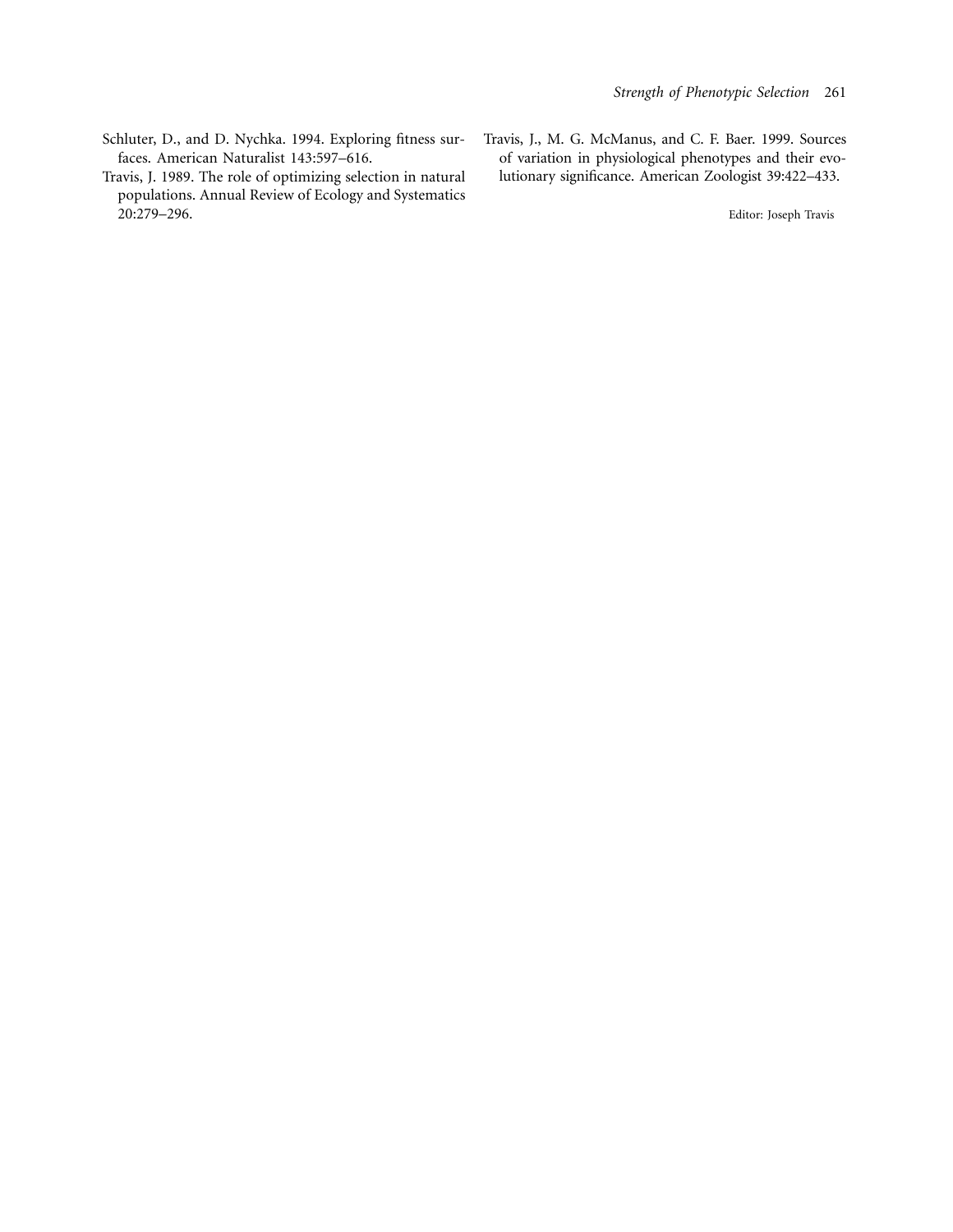Schluter, D., and D. Nychka. 1994. Exploring fitness surfaces. American Naturalist 143:597–616.

Travis, J. 1989. The role of optimizing selection in natural populations. Annual Review of Ecology and Systematics 20:279–296.

Travis, J., M. G. McManus, and C. F. Baer. 1999. Sources of variation in physiological phenotypes and their evolutionary significance. American Zoologist 39:422–433.

Editor: Joseph Travis